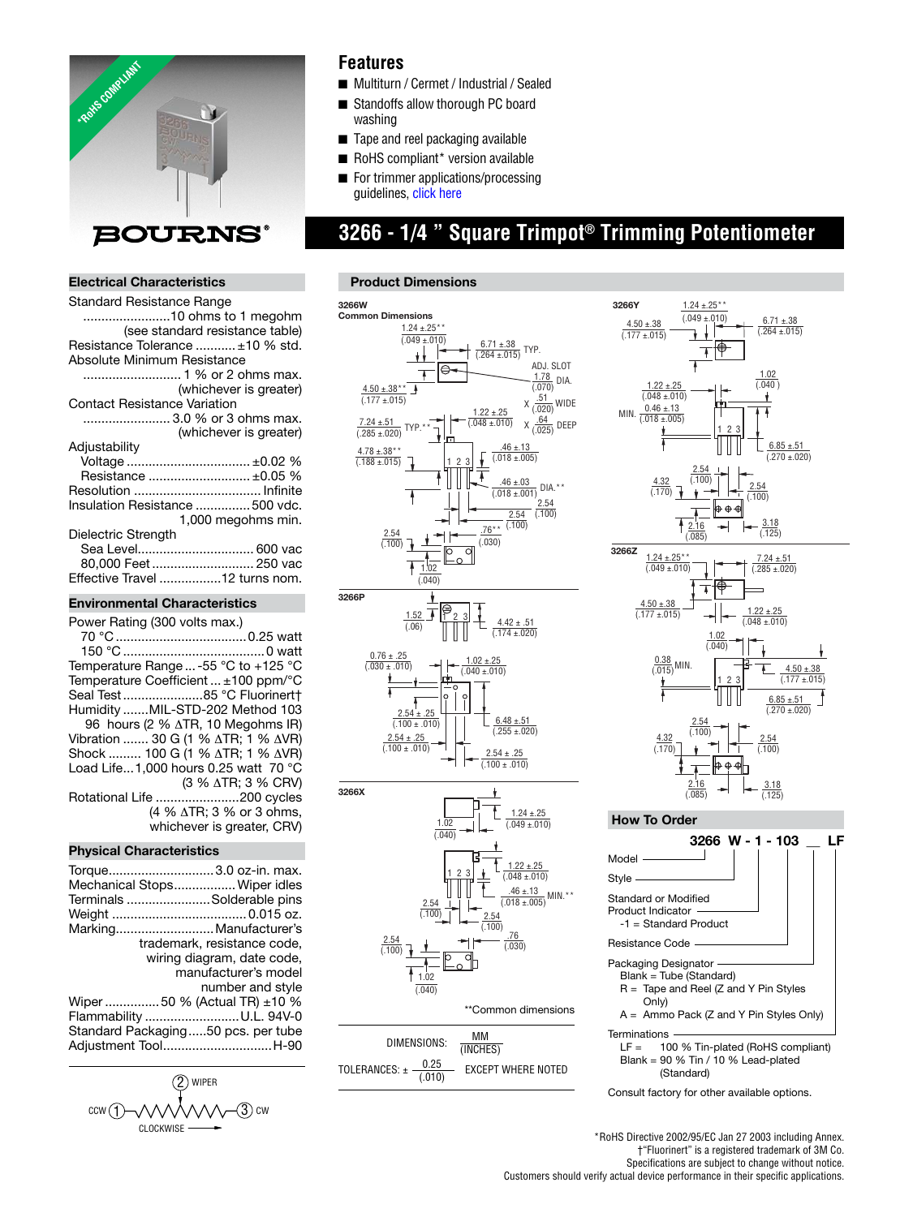# 3266 - 1/4 " Square Trimpot® Trimming Potentiometer

*RoHS COMPLIANT

BOURNS®

## Features

- Multiturn / Cermet / Industrial / Sealed
- Standoffs allow thorough PC board washing
- Tape and reel packaging available
- RoHS compliant* version available
- For trimmer applications/processing guidelines, click here

## Electrical Characteristics

Standard Resistance Range
........................10 ohms to 1 megohm
(see standard resistance table)
Resistance Tolerance ...........±10 % std.
Absolute Minimum Resistance
...........................1 % or 2 ohms max.
(whichever is greater)
Contact Resistance Variation
........................3.0 % or 3 ohms max.
(whichever is greater)
Adjustability
Voltage ..................................±0.02 %
Resistance ............................±0.05 %
Resolution ..................................Infinite
Insulation Resistance ...............500 vdc.
1,000 megohms min.
Dielectric Strength
Sea Level................................600 vac
80,000 Feet ............................250 vac
Effective Travel .................12 turns nom.

## Environmental Characteristics

Power Rating (300 volts max.)
70 °C ....................................0.25 watt
150 °C .......................................0 watt
Temperature Range ... -55 °C to +125 °C
Temperature Coefficient ... ±100 ppm/°C
Seal Test ......................85 °C Fluorinert†
Humidity .......MIL-STD-202 Method 103
96 hours (2 % ΔTR, 10 Megohms IR)
Vibration ....... 30 G (1 % ΔTR; 1 % ΔVR)
Shock ......... 100 G (1 % ΔTR; 1 % ΔVR)
Load Life...1,000 hours 0.25 watt 70 °C
(3 % ΔTR; 3 % CRV)
Rotational Life .......................200 cycles
(4 % ΔTR; 3 % or 3 ohms, whichever is greater, CRV)

## Physical Characteristics

Torque.............................3.0 oz-in. max.
Mechanical Stops.................Wiper idles
Terminals .......................Solderable pins
Weight .....................................0.015 oz.
Marking...........................Manufacturer's trademark, resistance code, wiring diagram, date code, manufacturer's model number and style
Wiper ...............50 % (Actual TR) ±10 %
Flammability ..........................U.L. 94V-0
Standard Packaging.....50 pcs. per tube
Adjustment Tool.............................H-90

CCW (1) — (2) WIPER — (3) CW
CLOCKWISE →

## Product Dimensions

**3266W** Common Dimensions

1.24 ± .25** (.049 ± .010); 6.71 ± .38 (.264 ± .015) TYP.; ADJ. SLOT 1.78 (.070) DIA. X .51 (.020) WIDE X .64 (.025) DEEP; 4.50 ± .38** (.177 ± .015); 1.22 ± .25 (.048 ± .010); 7.24 ± .51 (.285 ± .020) TYP.**; 4.78 ± .38** (.188 ± .015); .46 ± .13 (.018 ± .005); .46 ± .03 (.018 ± .001) DIA.**; 2.54 (.100); 2.54 (.100); 2.54 (.100); .76** (.030); 1.02 (.040)

**3266P**

1.52 (.06); 4.42 ± .51 (.174 ± .020); 0.76 ± .25 (.030 ± .010); 1.02 ± .25 (.040 ± .010); 2.54 ± .25 (.100 ± .010); 6.48 ± .51 (.255 ± .020); 2.54 ± .25 (.100 ± .010); 2.54 ± .25 (.100 ± .010)

**3266X**

1.02 (.040); 1.24 ± .25 (.049 ± .010); 1.22 ± .25 (.048 ± .010); .46 ± .13 (.018 ± .005) MIN.**; 2.54 (.100); 2.54 (.100); 2.54 (.100); .76 (.030); 1.02 (.040)

**3266Y**

1.24 ± .25** (.049 ± .010); 4.50 ± .38 (.177 ± .015); 6.71 ± .38 (.264 ± .015); 1.02 (.040); 1.22 ± .25 (.048 ± .010); MIN. 0.46 ± .13 (.018 ± .005); 6.85 ± .51 (.270 ± .020); 2.54 (.100); 4.32 (.170); 2.54 (.100); 2.16 (.085); 3.18 (.125)

**3266Z**

1.24 ± .25** (.049 ± .010); 7.24 ± .51 (.285 ± .020); 4.50 ± .38 (.177 ± .015); 1.22 ± .25 (.048 ± .010); 1.02 (.040); 0.38 (.015) MIN.; 4.50 ± .38 (.177 ± .015); 6.85 ± .51 (.270 ± .020); 2.54 (.100); 4.32 (.170); 2.54 (.100); 2.16 (.085); 3.18 (.125)

**Common dimensions

DIMENSIONS: MM / (INCHES)

TOLERANCES: ± 0.25 / (.010) EXCEPT WHERE NOTED

## How To Order

**3266 W - 1 - 103 __ LF**

- Model
- Style
- Standard or Modified Product Indicator
  - -1 = Standard Product
- Resistance Code
- Packaging Designator
  - Blank = Tube (Standard)
  - R = Tape and Reel (Z and Y Pin Styles Only)
  - A = Ammo Pack (Z and Y Pin Styles Only)
- Terminations
  - LF = 100 % Tin-plated (RoHS compliant)
  - Blank = 90 % Tin / 10 % Lead-plated (Standard)

Consult factory for other available options.

*RoHS Directive 2002/95/EC Jan 27 2003 including Annex.
†"Fluorinert" is a registered trademark of 3M Co.
Specifications are subject to change without notice.
Customers should verify actual device performance in their specific applications.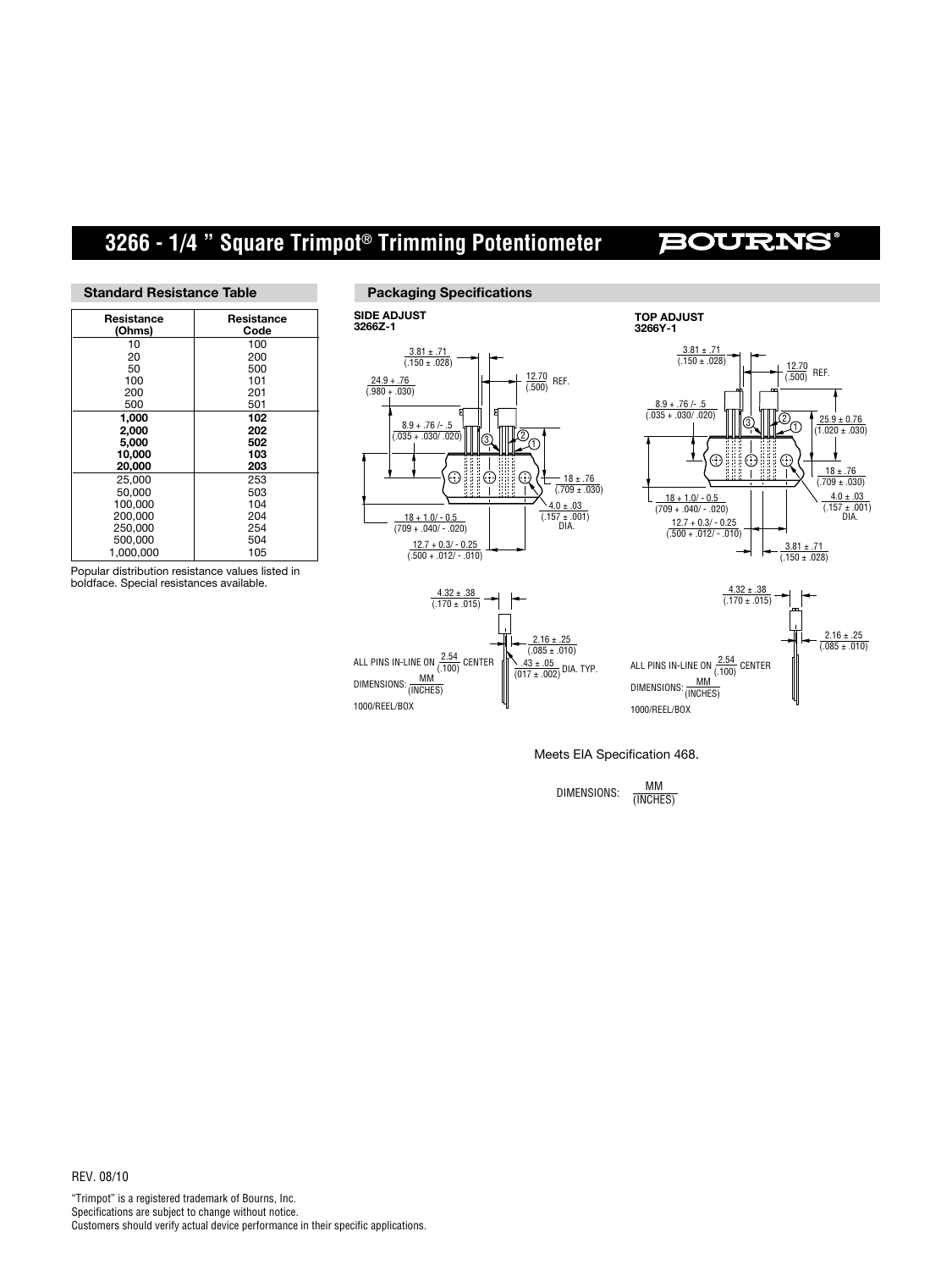# 3266 - 1/4 " Square Trimpot® Trimming Potentiometer

## Standard Resistance Table

| Resistance (Ohms) | Resistance Code |
|---|---|
| 10 | 100 |
| 20 | 200 |
| 50 | 500 |
| 100 | 101 |
| 200 | 201 |
| 500 | 501 |
| **1,000** | **102** |
| **2,000** | **202** |
| **5,000** | **502** |
| **10,000** | **103** |
| **20,000** | **203** |
| 25,000 | 253 |
| 50,000 | 503 |
| 100,000 | 104 |
| 200,000 | 204 |
| 250,000 | 254 |
| 500,000 | 504 |
| 1,000,000 | 105 |

Popular distribution resistance values listed in boldface. Special resistances available.

## Packaging Specifications

**SIDE ADJUST 3266Z-1**

3.81 ± .71 (.150 ± .028)
24.9 + .76 (.980 + .030)
12.70 (.500) REF.
8.9 + .76 /- .5 (.035 + .030/ .020)
18 ± .76 (.709 ± .030)
4.0 ± .03 (.157 ± .001) DIA.
18 + 1.0/ - 0.5 (709 + .040/ - .020)
12.7 + 0.3/ - 0.25 (.500 + .012/ - .010)
4.32 ± .38 (.170 ± .015)
2.16 ± .25 (.085 ± .010)
.43 ± .05 (017 ± .002) DIA. TYP.
ALL PINS IN-LINE ON 2.54 (.100) CENTER
DIMENSIONS: MM (INCHES)
1000/REEL/BOX

**TOP ADJUST 3266Y-1**

3.81 ± .71 (.150 ± .028)
12.70 (.500) REF.
8.9 + .76 /- .5 (.035 + .030/ .020)
25.9 ± 0.76 (1.020 ± .030)
18 ± .76 (.709 ± .030)
4.0 ± .03 (.157 ± .001) DIA.
18 + 1.0/ - 0.5 (709 + .040/ - .020)
12.7 + 0.3/ - 0.25 (.500 + .012/ - .010)
3.81 ± .71 (.150 ± .028)
4.32 ± .38 (.170 ± .015)
2.16 ± .25 (.085 ± .010)
ALL PINS IN-LINE ON 2.54 (.100) CENTER
DIMENSIONS: MM (INCHES)
1000/REEL/BOX

Meets EIA Specification 468.

DIMENSIONS: MM (INCHES)

REV. 08/10

"Trimpot" is a registered trademark of Bourns, Inc.
Specifications are subject to change without notice.
Customers should verify actual device performance in their specific applications.